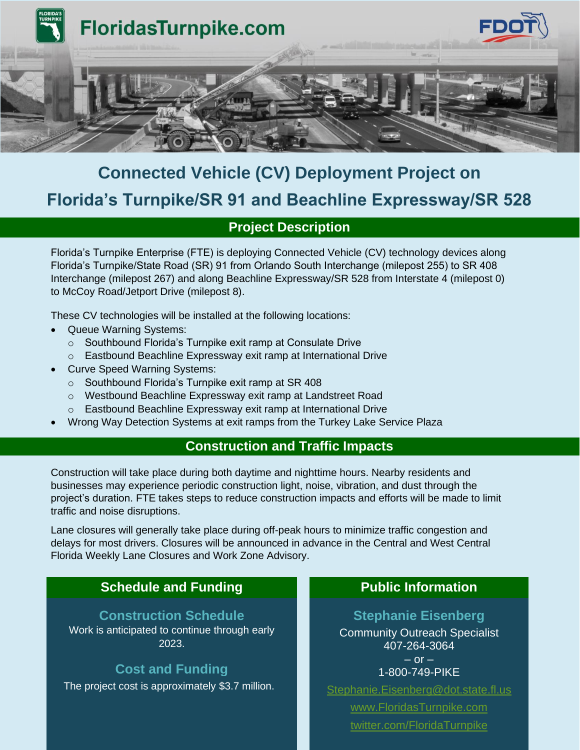FloridasTurnpike.com

# Connected Vehicle (CV) Deployment Project on Florida's Turnpike/SR 91 and Beachline Expressway/SR 528

## Project Description

Florida's Turnpike Enterprise (FTE) is deploying Connected Vehicle (CV) technology devices along Florida's Turnpike/State Road (SR) 91 from Orlando South Interchange (milepost 255) to SR 408 Interchange (milepost 267) and along Beachline Expressway/SR 528 from Interstate 4 (milepost 0) to McCoy Road/Jetport Drive (milepost 8).

These CV technologies will be installed at the following locations:

- Queue Warning Systems:
  - Southbound Florida's Turnpike exit ramp at Consulate Drive
  - Eastbound Beachline Expressway exit ramp at International Drive
- Curve Speed Warning Systems:
  - Southbound Florida's Turnpike exit ramp at SR 408
  - Westbound Beachline Expressway exit ramp at Landstreet Road
  - Eastbound Beachline Expressway exit ramp at International Drive
- Wrong Way Detection Systems at exit ramps from the Turkey Lake Service Plaza

## Construction and Traffic Impacts

Construction will take place during both daytime and nighttime hours. Nearby residents and businesses may experience periodic construction light, noise, vibration, and dust through the project's duration. FTE takes steps to reduce construction impacts and efforts will be made to limit traffic and noise disruptions.

Lane closures will generally take place during off-peak hours to minimize traffic congestion and delays for most drivers. Closures will be announced in advance in the Central and West Central Florida Weekly Lane Closures and Work Zone Advisory.

## Schedule and Funding

### Construction Schedule

Work is anticipated to continue through early 2023.

### Cost and Funding

The project cost is approximately $3.7 million.

## Public Information

### Stephanie Eisenberg

Community Outreach Specialist
407-264-3064
– or –
1-800-749-PIKE

Stephanie.Eisenberg@dot.state.fl.us

www.FloridasTurnpike.com

twitter.com/FloridaTurnpike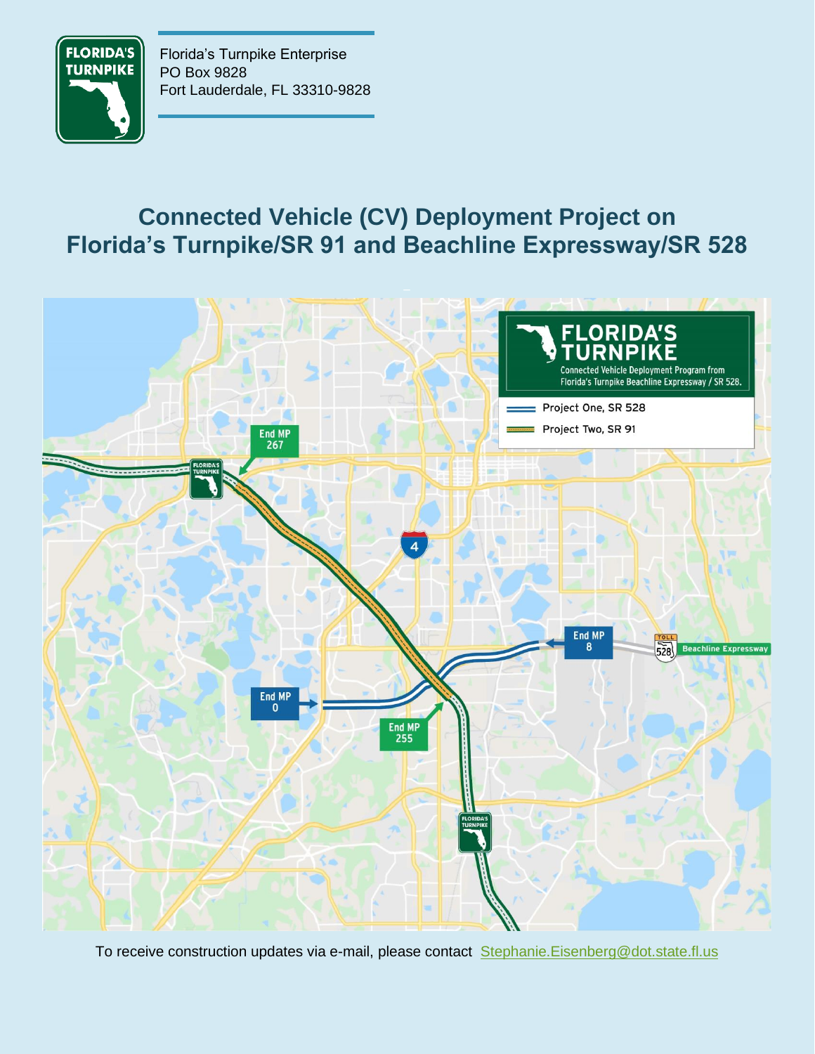Florida's Turnpike Enterprise
PO Box 9828
Fort Lauderdale, FL 33310-9828

# Connected Vehicle (CV) Deployment Project on Florida's Turnpike/SR 91 and Beachline Expressway/SR 528

FLORIDA'S TURNPIKE

Connected Vehicle Deployment Program from Florida's Turnpike Beachline Expressway / SR 528.

Project One, SR 528

Project Two, SR 91

End MP 267

End MP 8

End MP 0

End MP 255

Beachline Expressway

To receive construction updates via e-mail, please contact Stephanie.Eisenberg@dot.state.fl.us